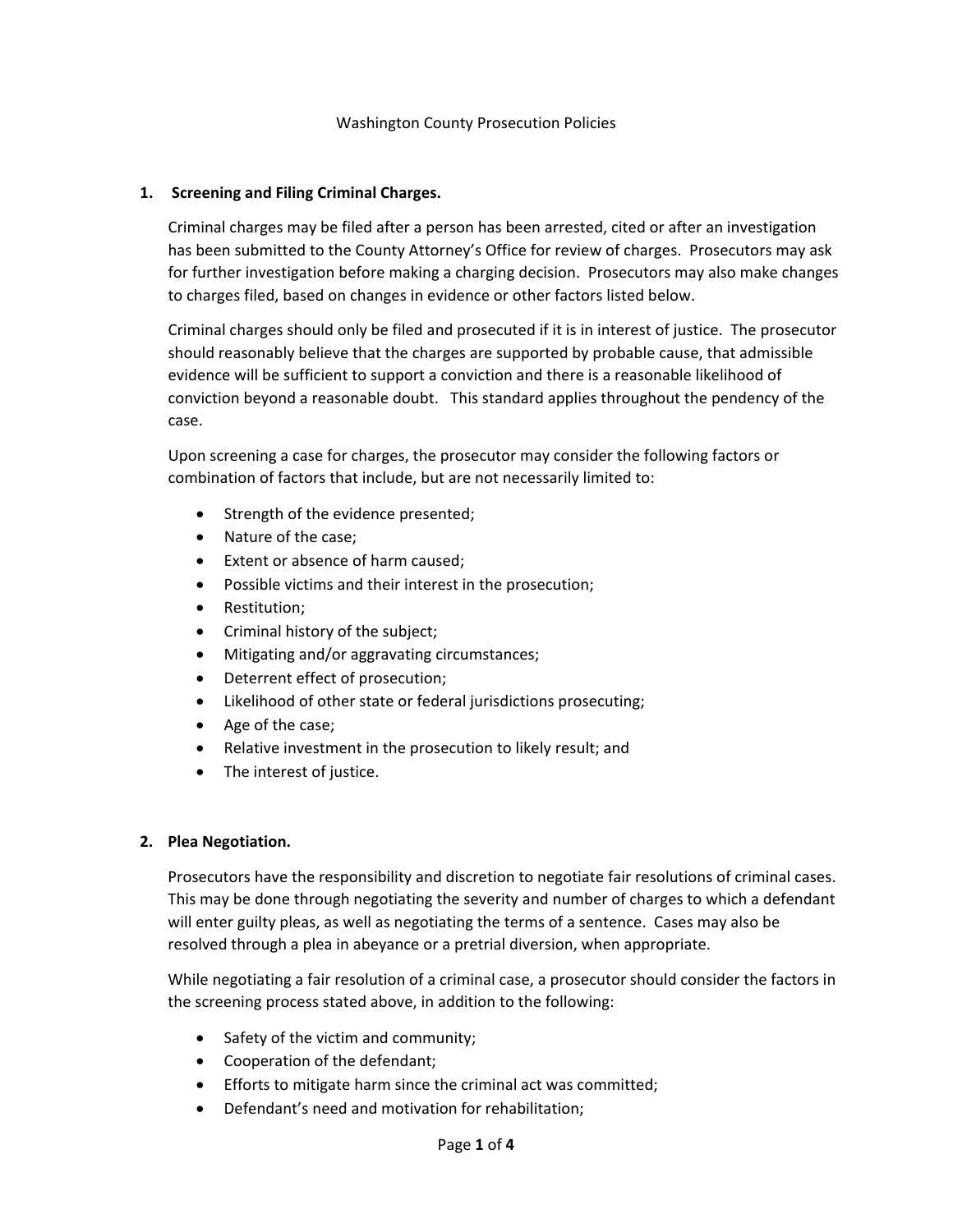# Washington County Prosecution Policies

## 1. Screening and Filing Criminal Charges.

Criminal charges may be filed after a person has been arrested, cited or after an investigation has been submitted to the County Attorney's Office for review of charges. Prosecutors may ask for further investigation before making a charging decision. Prosecutors may also make changes to charges filed, based on changes in evidence or other factors listed below.

Criminal charges should only be filed and prosecuted if it is in interest of justice. The prosecutor should reasonably believe that the charges are supported by probable cause, that admissible evidence will be sufficient to support a conviction and there is a reasonable likelihood of conviction beyond a reasonable doubt. This standard applies throughout the pendency of the case.

Upon screening a case for charges, the prosecutor may consider the following factors or combination of factors that include, but are not necessarily limited to:

- Strength of the evidence presented;
- Nature of the case;
- Extent or absence of harm caused;
- Possible victims and their interest in the prosecution;
- Restitution;
- Criminal history of the subject;
- Mitigating and/or aggravating circumstances;
- Deterrent effect of prosecution;
- Likelihood of other state or federal jurisdictions prosecuting;
- Age of the case;
- Relative investment in the prosecution to likely result; and
- The interest of justice.

## 2. Plea Negotiation.

Prosecutors have the responsibility and discretion to negotiate fair resolutions of criminal cases. This may be done through negotiating the severity and number of charges to which a defendant will enter guilty pleas, as well as negotiating the terms of a sentence. Cases may also be resolved through a plea in abeyance or a pretrial diversion, when appropriate.

While negotiating a fair resolution of a criminal case, a prosecutor should consider the factors in the screening process stated above, in addition to the following:

- Safety of the victim and community;
- Cooperation of the defendant;
- Efforts to mitigate harm since the criminal act was committed;
- Defendant's need and motivation for rehabilitation;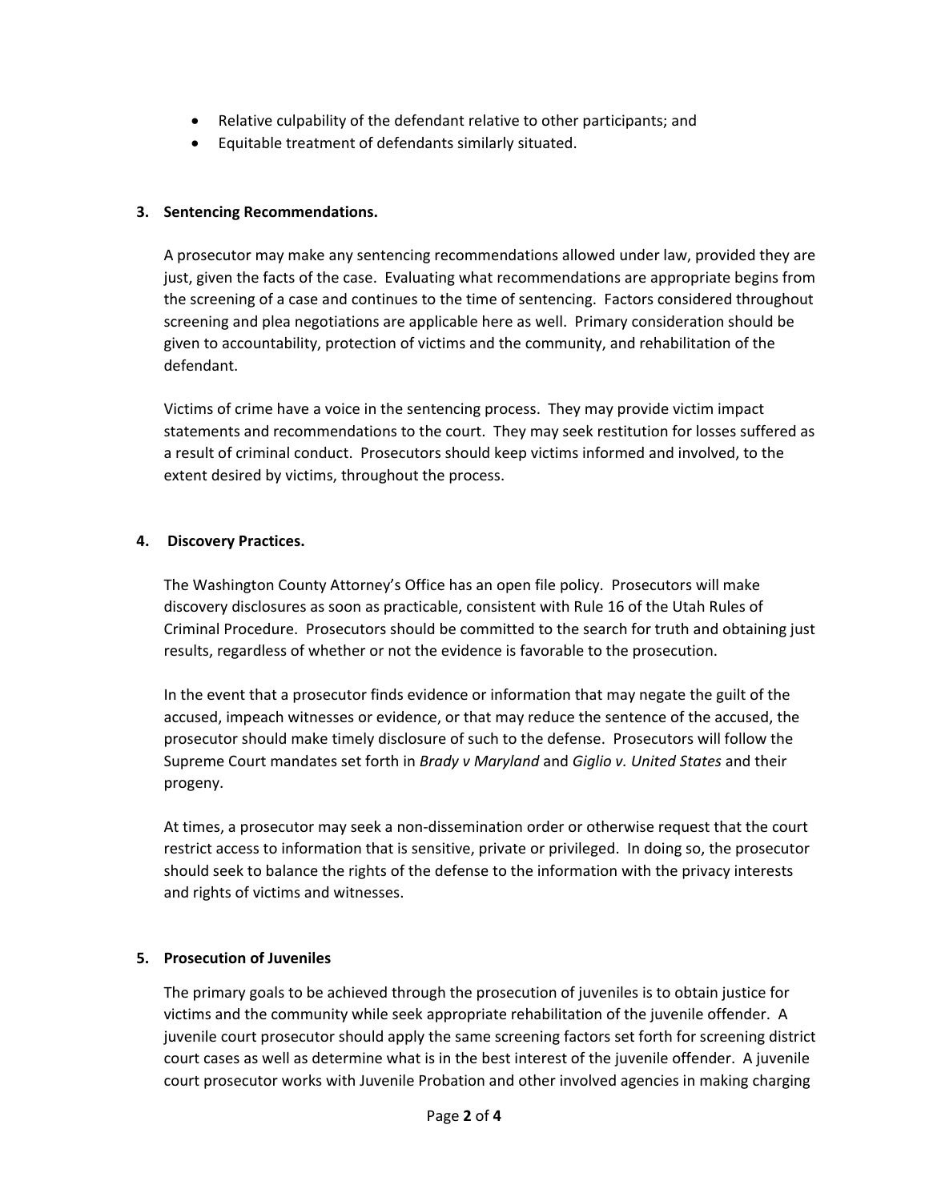- Relative culpability of the defendant relative to other participants; and
- Equitable treatment of defendants similarly situated.

**3. Sentencing Recommendations.**

A prosecutor may make any sentencing recommendations allowed under law, provided they are just, given the facts of the case. Evaluating what recommendations are appropriate begins from the screening of a case and continues to the time of sentencing. Factors considered throughout screening and plea negotiations are applicable here as well. Primary consideration should be given to accountability, protection of victims and the community, and rehabilitation of the defendant.

Victims of crime have a voice in the sentencing process. They may provide victim impact statements and recommendations to the court. They may seek restitution for losses suffered as a result of criminal conduct. Prosecutors should keep victims informed and involved, to the extent desired by victims, throughout the process.

**4. Discovery Practices.**

The Washington County Attorney's Office has an open file policy. Prosecutors will make discovery disclosures as soon as practicable, consistent with Rule 16 of the Utah Rules of Criminal Procedure. Prosecutors should be committed to the search for truth and obtaining just results, regardless of whether or not the evidence is favorable to the prosecution.

In the event that a prosecutor finds evidence or information that may negate the guilt of the accused, impeach witnesses or evidence, or that may reduce the sentence of the accused, the prosecutor should make timely disclosure of such to the defense. Prosecutors will follow the Supreme Court mandates set forth in *Brady v Maryland* and *Giglio v. United States* and their progeny.

At times, a prosecutor may seek a non-dissemination order or otherwise request that the court restrict access to information that is sensitive, private or privileged. In doing so, the prosecutor should seek to balance the rights of the defense to the information with the privacy interests and rights of victims and witnesses.

**5. Prosecution of Juveniles**

The primary goals to be achieved through the prosecution of juveniles is to obtain justice for victims and the community while seek appropriate rehabilitation of the juvenile offender. A juvenile court prosecutor should apply the same screening factors set forth for screening district court cases as well as determine what is in the best interest of the juvenile offender. A juvenile court prosecutor works with Juvenile Probation and other involved agencies in making charging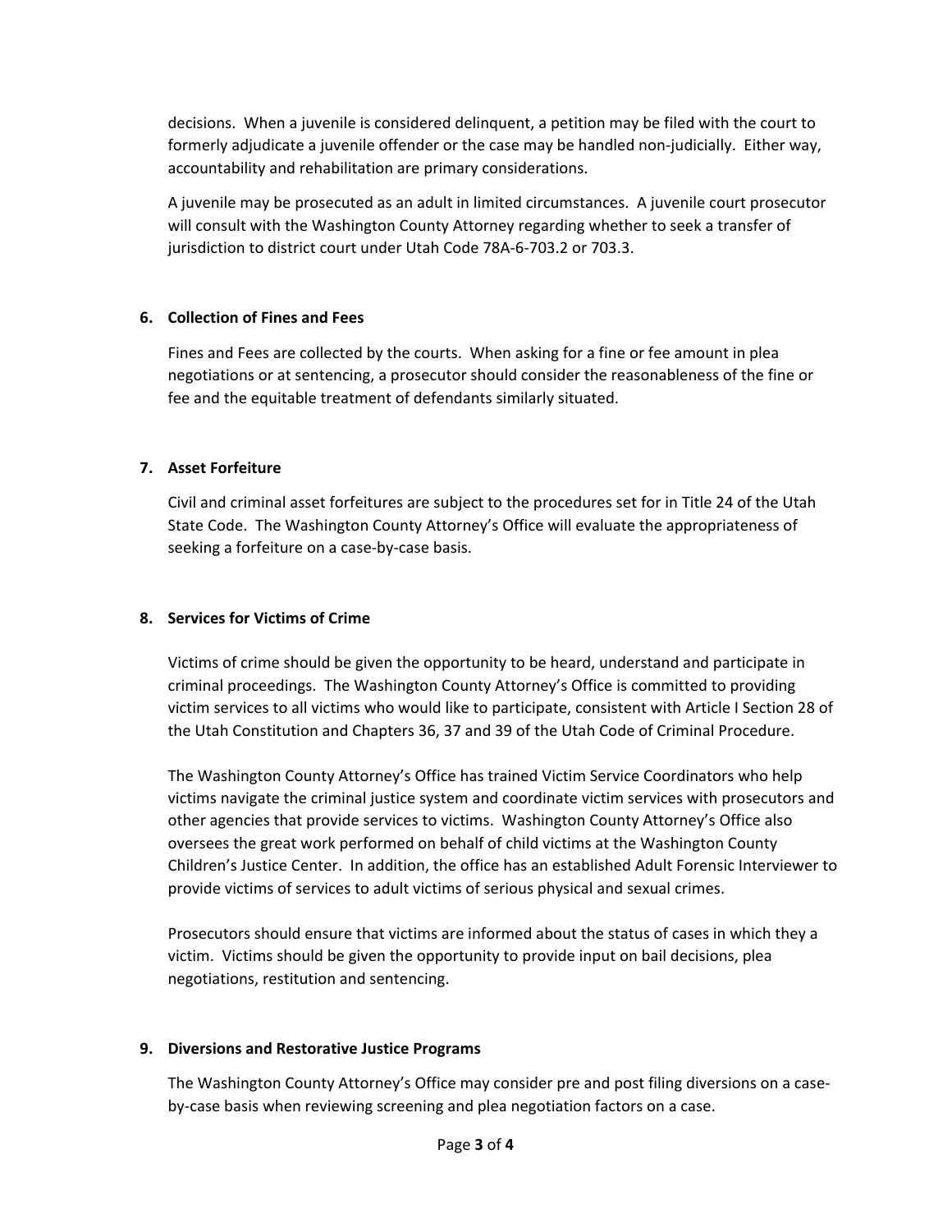decisions. When a juvenile is considered delinquent, a petition may be filed with the court to formerly adjudicate a juvenile offender or the case may be handled non-judicially. Either way, accountability and rehabilitation are primary considerations.

A juvenile may be prosecuted as an adult in limited circumstances. A juvenile court prosecutor will consult with the Washington County Attorney regarding whether to seek a transfer of jurisdiction to district court under Utah Code 78A-6-703.2 or 703.3.

**6. Collection of Fines and Fees**

Fines and Fees are collected by the courts. When asking for a fine or fee amount in plea negotiations or at sentencing, a prosecutor should consider the reasonableness of the fine or fee and the equitable treatment of defendants similarly situated.

**7. Asset Forfeiture**

Civil and criminal asset forfeitures are subject to the procedures set for in Title 24 of the Utah State Code. The Washington County Attorney's Office will evaluate the appropriateness of seeking a forfeiture on a case-by-case basis.

**8. Services for Victims of Crime**

Victims of crime should be given the opportunity to be heard, understand and participate in criminal proceedings. The Washington County Attorney's Office is committed to providing victim services to all victims who would like to participate, consistent with Article I Section 28 of the Utah Constitution and Chapters 36, 37 and 39 of the Utah Code of Criminal Procedure.

The Washington County Attorney's Office has trained Victim Service Coordinators who help victims navigate the criminal justice system and coordinate victim services with prosecutors and other agencies that provide services to victims. Washington County Attorney's Office also oversees the great work performed on behalf of child victims at the Washington County Children's Justice Center. In addition, the office has an established Adult Forensic Interviewer to provide victims of services to adult victims of serious physical and sexual crimes.

Prosecutors should ensure that victims are informed about the status of cases in which they a victim. Victims should be given the opportunity to provide input on bail decisions, plea negotiations, restitution and sentencing.

**9. Diversions and Restorative Justice Programs**

The Washington County Attorney's Office may consider pre and post filing diversions on a case-by-case basis when reviewing screening and plea negotiation factors on a case.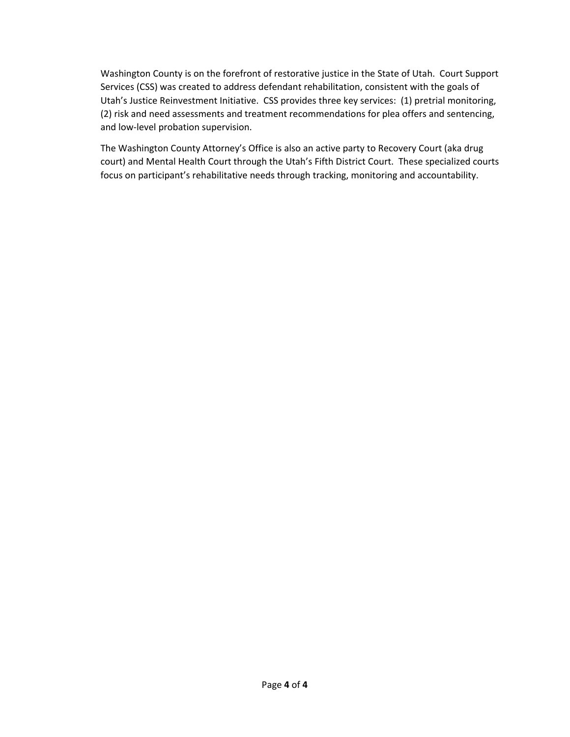Washington County is on the forefront of restorative justice in the State of Utah. Court Support Services (CSS) was created to address defendant rehabilitation, consistent with the goals of Utah's Justice Reinvestment Initiative. CSS provides three key services: (1) pretrial monitoring, (2) risk and need assessments and treatment recommendations for plea offers and sentencing, and low-level probation supervision.

The Washington County Attorney's Office is also an active party to Recovery Court (aka drug court) and Mental Health Court through the Utah's Fifth District Court. These specialized courts focus on participant's rehabilitative needs through tracking, monitoring and accountability.